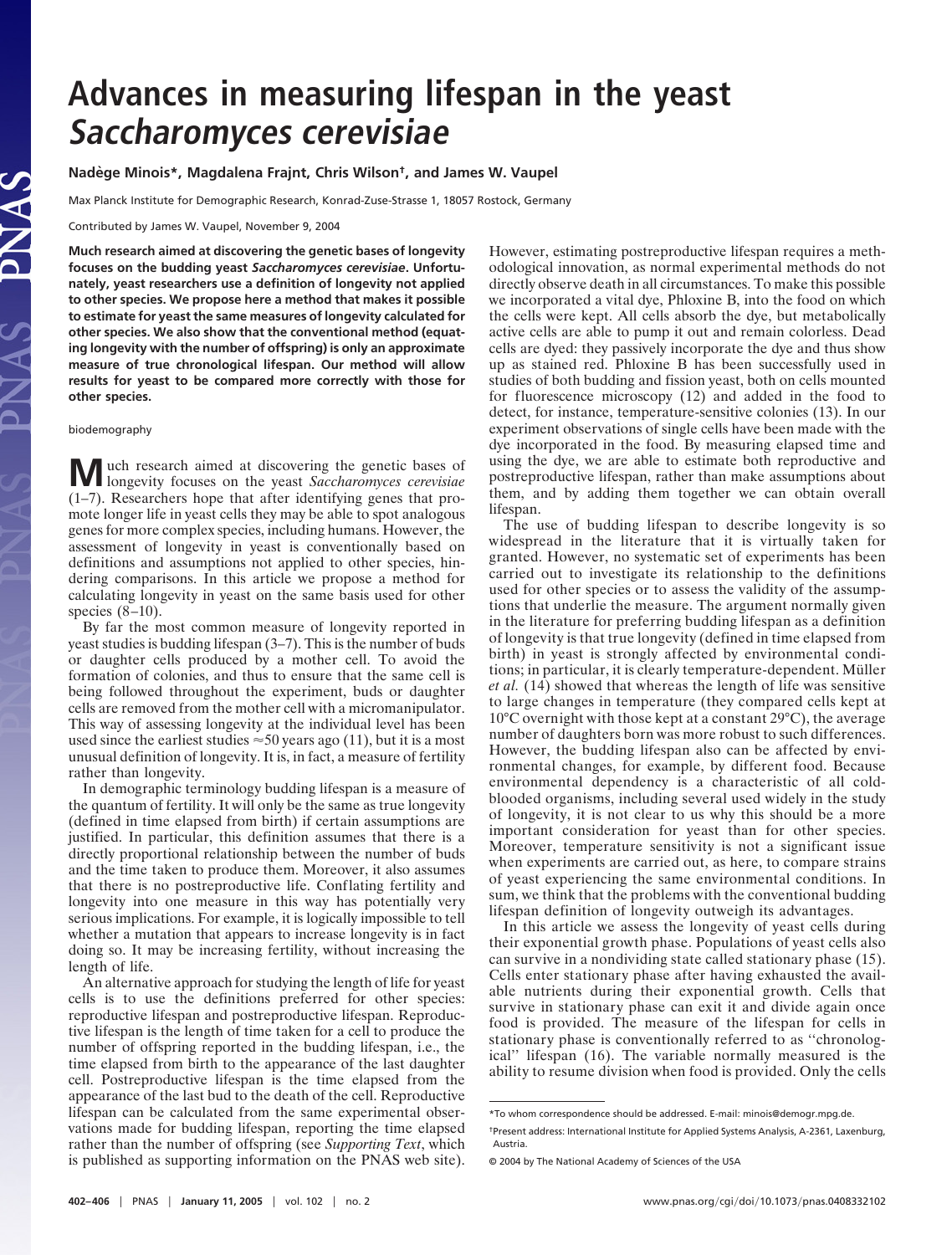# Advances in measuring lifespan in the yeast *Saccharomyces cerevisiae*

**Nadège Minois*, Magdalena Frajnt, Chris Wilson†, and James W. Vaupel**

Max Planck Institute for Demographic Research, Konrad-Zuse-Strasse 1, 18057 Rostock, Germany

Contributed by James W. Vaupel, November 9, 2004

**Much research aimed at discovering the genetic bases of longevity focuses on the budding yeast *Saccharomyces cerevisiae*. Unfortunately, yeast researchers use a definition of longevity not applied to other species. We propose here a method that makes it possible to estimate for yeast the same measures of longevity calculated for other species. We also show that the conventional method (equating longevity with the number of offspring) is only an approximate measure of true chronological lifespan. Our method will allow results for yeast to be compared more correctly with those for other species.**

biodemography

Much research aimed at discovering the genetic bases of longevity focuses on the yeast *Saccharomyces cerevisiae* (1–7). Researchers hope that after identifying genes that promote longer life in yeast cells they may be able to spot analogous genes for more complex species, including humans. However, the assessment of longevity in yeast is conventionally based on definitions and assumptions not applied to other species, hindering comparisons. In this article we propose a method for calculating longevity in yeast on the same basis used for other species (8–10).

By far the most common measure of longevity reported in yeast studies is budding lifespan (3–7). This is the number of buds or daughter cells produced by a mother cell. To avoid the formation of colonies, and thus to ensure that the same cell is being followed throughout the experiment, buds or daughter cells are removed from the mother cell with a micromanipulator. This way of assessing longevity at the individual level has been used since the earliest studies ≈50 years ago (11), but it is a most unusual definition of longevity. It is, in fact, a measure of fertility rather than longevity.

In demographic terminology budding lifespan is a measure of the quantum of fertility. It will only be the same as true longevity (defined in time elapsed from birth) if certain assumptions are justified. In particular, this definition assumes that there is a directly proportional relationship between the number of buds and the time taken to produce them. Moreover, it also assumes that there is no postreproductive life. Conflating fertility and longevity into one measure in this way has potentially very serious implications. For example, it is logically impossible to tell whether a mutation that appears to increase longevity is in fact doing so. It may be increasing fertility, without increasing the length of life.

An alternative approach for studying the length of life for yeast cells is to use the definitions preferred for other species: reproductive lifespan and postreproductive lifespan. Reproductive lifespan is the length of time taken for a cell to produce the number of offspring reported in the budding lifespan, i.e., the time elapsed from birth to the appearance of the last daughter cell. Postreproductive lifespan is the time elapsed from the appearance of the last bud to the death of the cell. Reproductive lifespan can be calculated from the same experimental observations made for budding lifespan, reporting the time elapsed rather than the number of offspring (see *Supporting Text*, which is published as supporting information on the PNAS web site). However, estimating postreproductive lifespan requires a methodological innovation, as normal experimental methods do not directly observe death in all circumstances. To make this possible we incorporated a vital dye, Phloxine B, into the food on which the cells were kept. All cells absorb the dye, but metabolically active cells are able to pump it out and remain colorless. Dead cells are dyed: they passively incorporate the dye and thus show up as stained red. Phloxine B has been successfully used in studies of both budding and fission yeast, both on cells mounted for fluorescence microscopy (12) and added in the food to detect, for instance, temperature-sensitive colonies (13). In our experiment observations of single cells have been made with the dye incorporated in the food. By measuring elapsed time and using the dye, we are able to estimate both reproductive and postreproductive lifespan, rather than make assumptions about them, and by adding them together we can obtain overall lifespan.

The use of budding lifespan to describe longevity is so widespread in the literature that it is virtually taken for granted. However, no systematic set of experiments has been carried out to investigate its relationship to the definitions used for other species or to assess the validity of the assumptions that underlie the measure. The argument normally given in the literature for preferring budding lifespan as a definition of longevity is that true longevity (defined in time elapsed from birth) in yeast is strongly affected by environmental conditions; in particular, it is clearly temperature-dependent. Müller *et al.* (14) showed that whereas the length of life was sensitive to large changes in temperature (they compared cells kept at 10°C overnight with those kept at a constant 29°C), the average number of daughters born was more robust to such differences. However, the budding lifespan also can be affected by environmental changes, for example, by different food. Because environmental dependency is a characteristic of all cold-blooded organisms, including several used widely in the study of longevity, it is not clear to us why this should be a more important consideration for yeast than for other species. Moreover, temperature sensitivity is not a significant issue when experiments are carried out, as here, to compare strains of yeast experiencing the same environmental conditions. In sum, we think that the problems with the conventional budding lifespan definition of longevity outweigh its advantages.

In this article we assess the longevity of yeast cells during their exponential growth phase. Populations of yeast cells also can survive in a nondividing state called stationary phase (15). Cells enter stationary phase after having exhausted the available nutrients during their exponential growth. Cells that survive in stationary phase can exit it and divide again once food is provided. The measure of the lifespan for cells in stationary phase is conventionally referred to as "chronological" lifespan (16). The variable normally measured is the ability to resume division when food is provided. Only the cells

*To whom correspondence should be addressed. E-mail: minois@demogr.mpg.de.

†Present address: International Institute for Applied Systems Analysis, A-2361, Laxenburg, Austria.

© 2004 by The National Academy of Sciences of the USA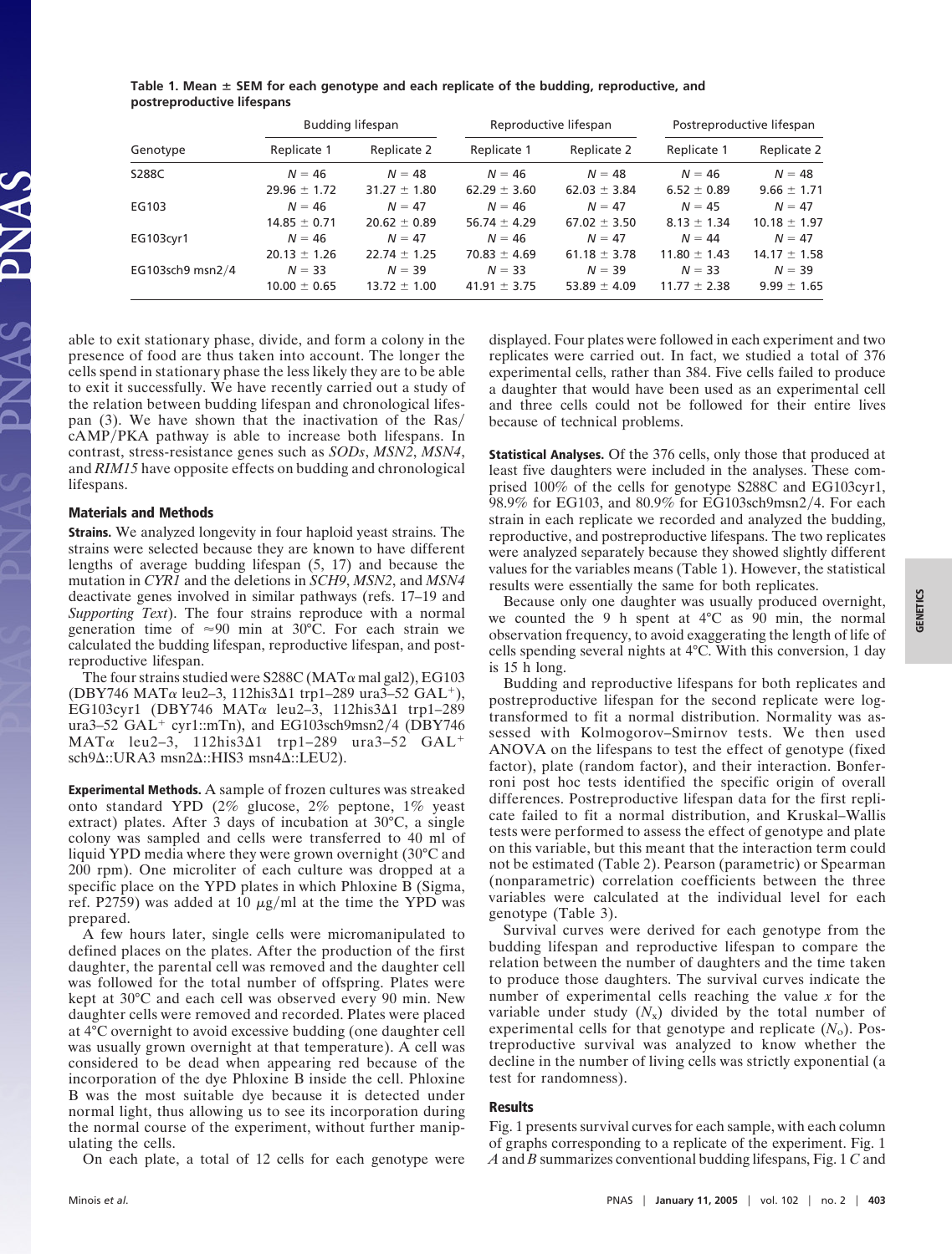**Table 1. Mean ± SEM for each genotype and each replicate of the budding, reproductive, and postreproductive lifespans**

| Genotype | Budding lifespan | | Reproductive lifespan | | Postreproductive lifespan | |
|---|---|---|---|---|---|---|
| | Replicate 1 | Replicate 2 | Replicate 1 | Replicate 2 | Replicate 1 | Replicate 2 |
| S288C | $N = 46$<br>29.96 ± 1.72 | $N = 48$<br>31.27 ± 1.80 | $N = 46$<br>62.29 ± 3.60 | $N = 48$<br>62.03 ± 3.84 | $N = 46$<br>6.52 ± 0.89 | $N = 48$<br>9.66 ± 1.71 |
| EG103 | $N = 46$<br>14.85 ± 0.71 | $N = 47$<br>20.62 ± 0.89 | $N = 46$<br>56.74 ± 4.29 | $N = 47$<br>67.02 ± 3.50 | $N = 45$<br>8.13 ± 1.34 | $N = 47$<br>10.18 ± 1.97 |
| EG103cyr1 | $N = 46$<br>20.13 ± 1.26 | $N = 47$<br>22.74 ± 1.25 | $N = 46$<br>70.83 ± 4.69 | $N = 47$<br>61.18 ± 3.78 | $N = 44$<br>11.80 ± 1.43 | $N = 47$<br>14.17 ± 1.58 |
| EG103sch9 msn2/4 | $N = 33$<br>10.00 ± 0.65 | $N = 39$<br>13.72 ± 1.00 | $N = 33$<br>41.91 ± 3.75 | $N = 39$<br>53.89 ± 4.09 | $N = 33$<br>11.77 ± 2.38 | $N = 39$<br>9.99 ± 1.65 |

able to exit stationary phase, divide, and form a colony in the presence of food are thus taken into account. The longer the cells spend in stationary phase the less likely they are to be able to exit it successfully. We have recently carried out a study of the relation between budding lifespan and chronological lifespan (3). We have shown that the inactivation of the Ras/cAMP/PKA pathway is able to increase both lifespans. In contrast, stress-resistance genes such as *SODs*, *MSN2*, *MSN4*, and *RIM15* have opposite effects on budding and chronological lifespans.

## Materials and Methods

**Strains.** We analyzed longevity in four haploid yeast strains. The strains were selected because they are known to have different lengths of average budding lifespan (5, 17) and because the mutation in *CYR1* and the deletions in *SCH9*, *MSN2*, and *MSN4* deactivate genes involved in similar pathways (refs. 17–19 and *Supporting Text*). The four strains reproduce with a normal generation time of ≈90 min at 30°C. For each strain we calculated the budding lifespan, reproductive lifespan, and postreproductive lifespan.

The four strains studied were S288C (MATα mal gal2), EG103 (DBY746 MATα leu2–3, 112his3Δ1 trp1–289 ura3–52 GAL⁺), EG103cyr1 (DBY746 MATα leu2–3, 112his3Δ1 trp1–289 ura3–52 GAL⁺ cyr1::mTn), and EG103sch9msn2/4 (DBY746 MATα leu2–3, 112his3Δ1 trp1–289 ura3–52 GAL⁺ sch9Δ::URA3 msn2Δ::HIS3 msn4Δ::LEU2).

**Experimental Methods.** A sample of frozen cultures was streaked onto standard YPD (2% glucose, 2% peptone, 1% yeast extract) plates. After 3 days of incubation at 30°C, a single colony was sampled and cells were transferred to 40 ml of liquid YPD media where they were grown overnight (30°C and 200 rpm). One microliter of each culture was dropped at a specific place on the YPD plates in which Phloxine B (Sigma, ref. P2759) was added at 10 μg/ml at the time the YPD was prepared.

A few hours later, single cells were micromanipulated to defined places on the plates. After the production of the first daughter, the parental cell was removed and the daughter cell was followed for the total number of offspring. Plates were kept at 30°C and each cell was observed every 90 min. New daughter cells were removed and recorded. Plates were placed at 4°C overnight to avoid excessive budding (one daughter cell was usually grown overnight at that temperature). A cell was considered to be dead when appearing red because of the incorporation of the dye Phloxine B inside the cell. Phloxine B was the most suitable dye because it is detected under normal light, thus allowing us to see its incorporation during the normal course of the experiment, without further manipulating the cells.

On each plate, a total of 12 cells for each genotype were displayed. Four plates were followed in each experiment and two replicates were carried out. In fact, we studied a total of 376 experimental cells, rather than 384. Five cells failed to produce a daughter that would have been used as an experimental cell and three cells could not be followed for their entire lives because of technical problems.

**Statistical Analyses.** Of the 376 cells, only those that produced at least five daughters were included in the analyses. These comprised 100% of the cells for genotype S288C and EG103cyr1, 98.9% for EG103, and 80.9% for EG103sch9msn2/4. For each strain in each replicate we recorded and analyzed the budding, reproductive, and postreproductive lifespans. The two replicates were analyzed separately because they showed slightly different values for the variables means (Table 1). However, the statistical results were essentially the same for both replicates.

Because only one daughter was usually produced overnight, we counted the 9 h spent at 4°C as 90 min, the normal observation frequency, to avoid exaggerating the length of life of cells spending several nights at 4°C. With this conversion, 1 day is 15 h long.

Budding and reproductive lifespans for both replicates and postreproductive lifespan for the second replicate were log-transformed to fit a normal distribution. Normality was assessed with Kolmogorov–Smirnov tests. We then used ANOVA on the lifespans to test the effect of genotype (fixed factor), plate (random factor), and their interaction. Bonferroni post hoc tests identified the specific origin of overall differences. Postreproductive lifespan data for the first replicate failed to fit a normal distribution, and Kruskal–Wallis tests were performed to assess the effect of genotype and plate on this variable, but this meant that the interaction term could not be estimated (Table 2). Pearson (parametric) or Spearman (nonparametric) correlation coefficients between the three variables were calculated at the individual level for each genotype (Table 3).

Survival curves were derived for each genotype from the budding lifespan and reproductive lifespan to compare the relation between the number of daughters and the time taken to produce those daughters. The survival curves indicate the number of experimental cells reaching the value $x$ for the variable under study ($N_x$) divided by the total number of experimental cells for that genotype and replicate ($N_o$). Postreproductive survival was analyzed to know whether the decline in the number of living cells was strictly exponential (a test for randomness).

## Results

Fig. 1 presents survival curves for each sample, with each column of graphs corresponding to a replicate of the experiment. Fig. 1 *A* and *B* summarizes conventional budding lifespans, Fig. 1 *C* and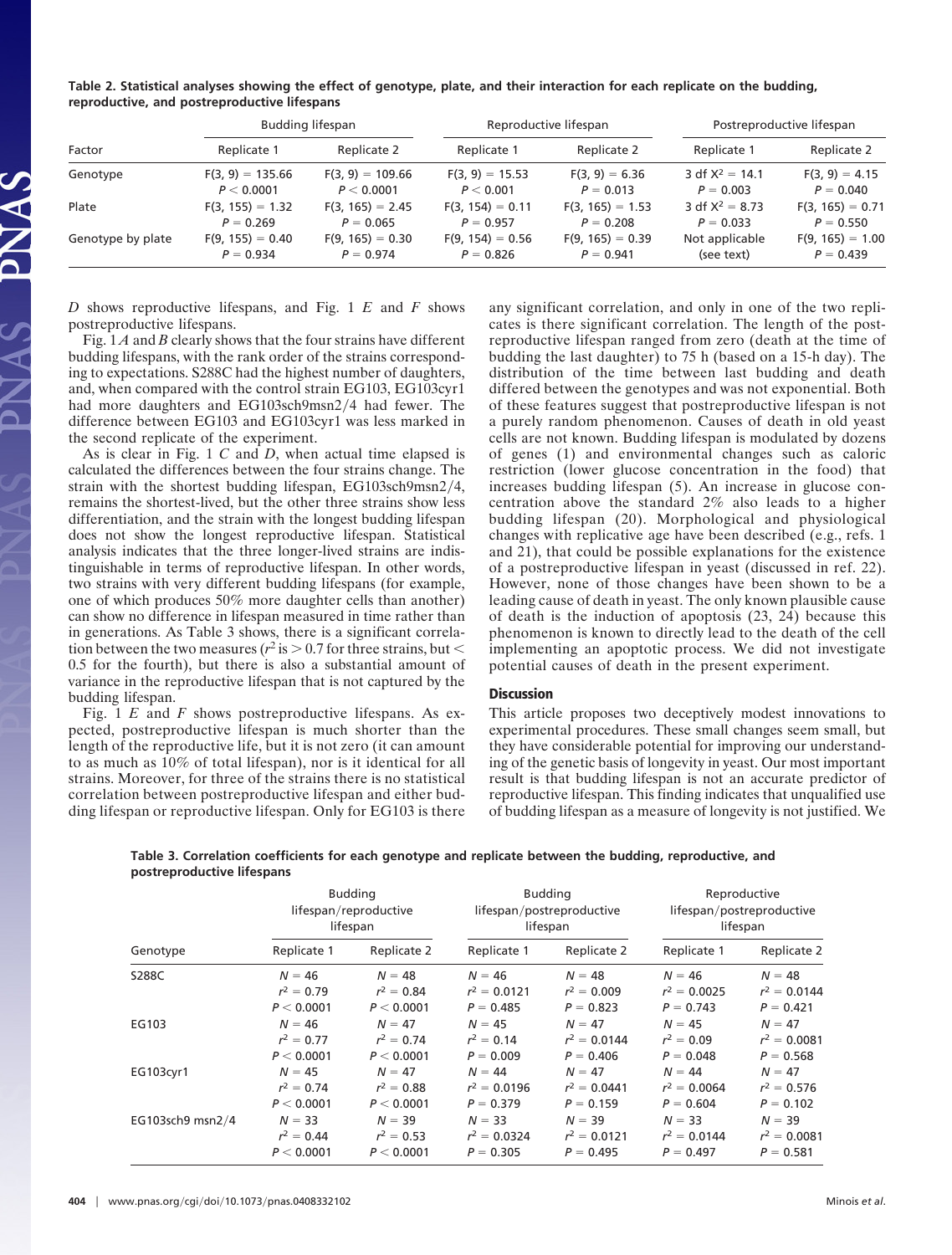**Table 2. Statistical analyses showing the effect of genotype, plate, and their interaction for each replicate on the budding, reproductive, and postreproductive lifespans**

| Factor | Budding lifespan | | Reproductive lifespan | | Postreproductive lifespan | |
|---|---|---|---|---|---|---|
| | Replicate 1 | Replicate 2 | Replicate 1 | Replicate 2 | Replicate 1 | Replicate 2 |
| Genotype | $F(3, 9) = 135.66$ $P < 0.0001$ | $F(3, 9) = 109.66$ $P < 0.0001$ | $F(3, 9) = 15.53$ $P < 0.001$ | $F(3, 9) = 6.36$ $P = 0.013$ | 3 df $X^2 = 14.1$ $P = 0.003$ | $F(3, 9) = 4.15$ $P = 0.040$ |
| Plate | $F(3, 155) = 1.32$ $P = 0.269$ | $F(3, 165) = 2.45$ $P = 0.065$ | $F(3, 154) = 0.11$ $P = 0.957$ | $F(3, 165) = 1.53$ $P = 0.208$ | 3 df $X^2 = 8.73$ $P = 0.033$ | $F(3, 165) = 0.71$ $P = 0.550$ |
| Genotype by plate | $F(9, 155) = 0.40$ $P = 0.934$ | $F(9, 165) = 0.30$ $P = 0.974$ | $F(9, 154) = 0.56$ $P = 0.826$ | $F(9, 165) = 0.39$ $P = 0.941$ | Not applicable (see text) | $F(9, 165) = 1.00$ $P = 0.439$ |

*D* shows reproductive lifespans, and Fig. 1 *E* and *F* shows postreproductive lifespans.

Fig. 1*A* and *B* clearly shows that the four strains have different budding lifespans, with the rank order of the strains corresponding to expectations. S288C had the highest number of daughters, and, when compared with the control strain EG103, EG103cyr1 had more daughters and EG103sch9msn2/4 had fewer. The difference between EG103 and EG103cyr1 was less marked in the second replicate of the experiment.

As is clear in Fig. 1 *C* and *D*, when actual time elapsed is calculated the differences between the four strains change. The strain with the shortest budding lifespan, EG103sch9msn2/4, remains the shortest-lived, but the other three strains show less differentiation, and the strain with the longest budding lifespan does not show the longest reproductive lifespan. Statistical analysis indicates that the three longer-lived strains are indistinguishable in terms of reproductive lifespan. In other words, two strains with very different budding lifespans (for example, one of which produces 50% more daughter cells than another) can show no difference in lifespan measured in time rather than in generations. As Table 3 shows, there is a significant correlation between the two measures ($r^2$ is > 0.7 for three strains, but < 0.5 for the fourth), but there is also a substantial amount of variance in the reproductive lifespan that is not captured by the budding lifespan.

Fig. 1 *E* and *F* shows postreproductive lifespans. As expected, postreproductive lifespan is much shorter than the length of the reproductive life, but it is not zero (it can amount to as much as 10% of total lifespan), nor is it identical for all strains. Moreover, for three of the strains there is no statistical correlation between postreproductive lifespan and either budding lifespan or reproductive lifespan. Only for EG103 is there any significant correlation, and only in one of the two replicates is there significant correlation. The length of the postreproductive lifespan ranged from zero (death at the time of budding the last daughter) to 75 h (based on a 15-h day). The distribution of the time between last budding and death differed between the genotypes and was not exponential. Both of these features suggest that postreproductive lifespan is not a purely random phenomenon. Causes of death in old yeast cells are not known. Budding lifespan is modulated by dozens of genes (1) and environmental changes such as caloric restriction (lower glucose concentration in the food) that increases budding lifespan (5). An increase in glucose concentration above the standard 2% also leads to a higher budding lifespan (20). Morphological and physiological changes with replicative age have been described (e.g., refs. 1 and 21), that could be possible explanations for the existence of a postreproductive lifespan in yeast (discussed in ref. 22). However, none of those changes have been shown to be a leading cause of death in yeast. The only known plausible cause of death is the induction of apoptosis (23, 24) because this phenomenon is known to directly lead to the death of the cell implementing an apoptotic process. We did not investigate potential causes of death in the present experiment.

## Discussion

This article proposes two deceptively modest innovations to experimental procedures. These small changes seem small, but they have considerable potential for improving our understanding of the genetic basis of longevity in yeast. Our most important result is that budding lifespan is not an accurate predictor of reproductive lifespan. This finding indicates that unqualified use of budding lifespan as a measure of longevity is not justified. We

**Table 3. Correlation coefficients for each genotype and replicate between the budding, reproductive, and postreproductive lifespans**

| Genotype | Budding lifespan/reproductive lifespan | | Budding lifespan/postreproductive lifespan | | Reproductive lifespan/postreproductive lifespan | |
|---|---|---|---|---|---|---|
| | Replicate 1 | Replicate 2 | Replicate 1 | Replicate 2 | Replicate 1 | Replicate 2 |
| S288C | $N = 46$ $r^2 = 0.79$ $P < 0.0001$ | $N = 48$ $r^2 = 0.84$ $P < 0.0001$ | $N = 46$ $r^2 = 0.0121$ $P = 0.485$ | $N = 48$ $r^2 = 0.009$ $P = 0.823$ | $N = 46$ $r^2 = 0.0025$ $P = 0.743$ | $N = 48$ $r^2 = 0.0144$ $P = 0.421$ |
| EG103 | $N = 46$ $r^2 = 0.77$ $P < 0.0001$ | $N = 47$ $r^2 = 0.74$ $P < 0.0001$ | $N = 45$ $r^2 = 0.14$ $P = 0.009$ | $N = 47$ $r^2 = 0.0144$ $P = 0.406$ | $N = 45$ $r^2 = 0.09$ $P = 0.048$ | $N = 47$ $r^2 = 0.0081$ $P = 0.568$ |
| EG103cyr1 | $N = 45$ $r^2 = 0.74$ $P < 0.0001$ | $N = 47$ $r^2 = 0.88$ $P < 0.0001$ | $N = 44$ $r^2 = 0.0196$ $P = 0.379$ | $N = 47$ $r^2 = 0.0441$ $P = 0.159$ | $N = 44$ $r^2 = 0.0064$ $P = 0.604$ | $N = 47$ $r^2 = 0.576$ $P = 0.102$ |
| EG103sch9 msn2/4 | $N = 33$ $r^2 = 0.44$ $P < 0.0001$ | $N = 39$ $r^2 = 0.53$ $P < 0.0001$ | $N = 33$ $r^2 = 0.0324$ $P = 0.305$ | $N = 39$ $r^2 = 0.0121$ $P = 0.495$ | $N = 33$ $r^2 = 0.0144$ $P = 0.497$ | $N = 39$ $r^2 = 0.0081$ $P = 0.581$ |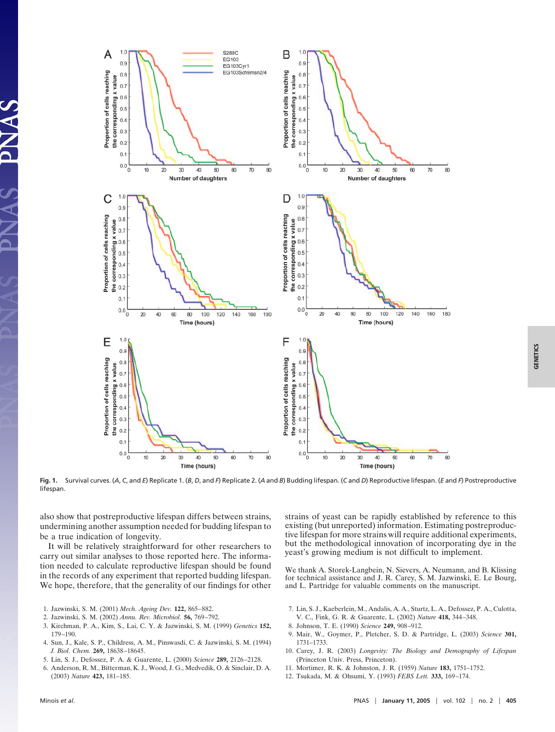Fig. 1. Survival curves. (*A*, *C*, and *E*) Replicate 1. (*B*, *D*, and *F*) Replicate 2. (*A* and *B*) Budding lifespan. (*C* and *D*) Reproductive lifespan. (*E* and *F*) Postreproductive lifespan.

also show that postreproductive lifespan differs between strains, undermining another assumption needed for budding lifespan to be a true indication of longevity.

It will be relatively straightforward for other researchers to carry out similar analyses to those reported here. The information needed to calculate reproductive lifespan should be found in the records of any experiment that reported budding lifespan. We hope, therefore, that the generality of our findings for other strains of yeast can be rapidly established by reference to this existing (but unreported) information. Estimating postreproductive lifespan for more strains will require additional experiments, but the methodological innovation of incorporating dye in the yeast's growing medium is not difficult to implement.

We thank A. Storek-Langbein, N. Sievers, A. Neumann, and B. Klissing for technical assistance and J. R. Carey, S. M. Jazwinski, E. Le Bourg, and L. Partridge for valuable comments on the manuscript.

1. Jazwinski, S. M. (2001) *Mech. Ageing Dev.* **122,** 865–882.
2. Jazwinski, S. M. (2002) *Annu. Rev. Microbiol.* **56,** 769–792.
3. Kirchman, P. A., Kim, S., Lai, C. Y. & Jazwinski, S. M. (1999) *Genetics* **152,** 179–190.
4. Sun, J., Kale, S. P., Childress, A. M., Pinswasdi, C. & Jazwinski, S. M. (1994) *J. Biol. Chem.* **269,** 18638–18645.
5. Lin, S. J., Defossez, P. A. & Guarente, L. (2000) *Science* **289,** 2126–2128.
6. Anderson, R. M., Bitterman, K. J., Wood, J. G., Medvedik, O. & Sinclair, D. A. (2003) *Nature* **423,** 181–185.
7. Lin, S. J., Kaeberlein, M., Andalis, A. A., Sturtz, L. A., Defossez, P. A., Culotta, V. C., Fink, G. R. & Guarente, L. (2002) *Nature* **418,** 344–348.
8. Johnson, T. E. (1990) *Science* **249,** 908–912.
9. Mair, W., Goymer, P., Pletcher, S. D. & Partridge, L. (2003) *Science* **301,** 1731–1733.
10. Carey, J. R. (2003) *Longevity: The Biology and Demography of Lifespan* (Princeton Univ. Press, Princeton).
11. Mortimer, R. K. & Johnston, J. R. (1959) *Nature* **183,** 1751–1752.
12. Tsukada, M. & Ohsumi, Y. (1993) *FEBS Lett.* **333,** 169–174.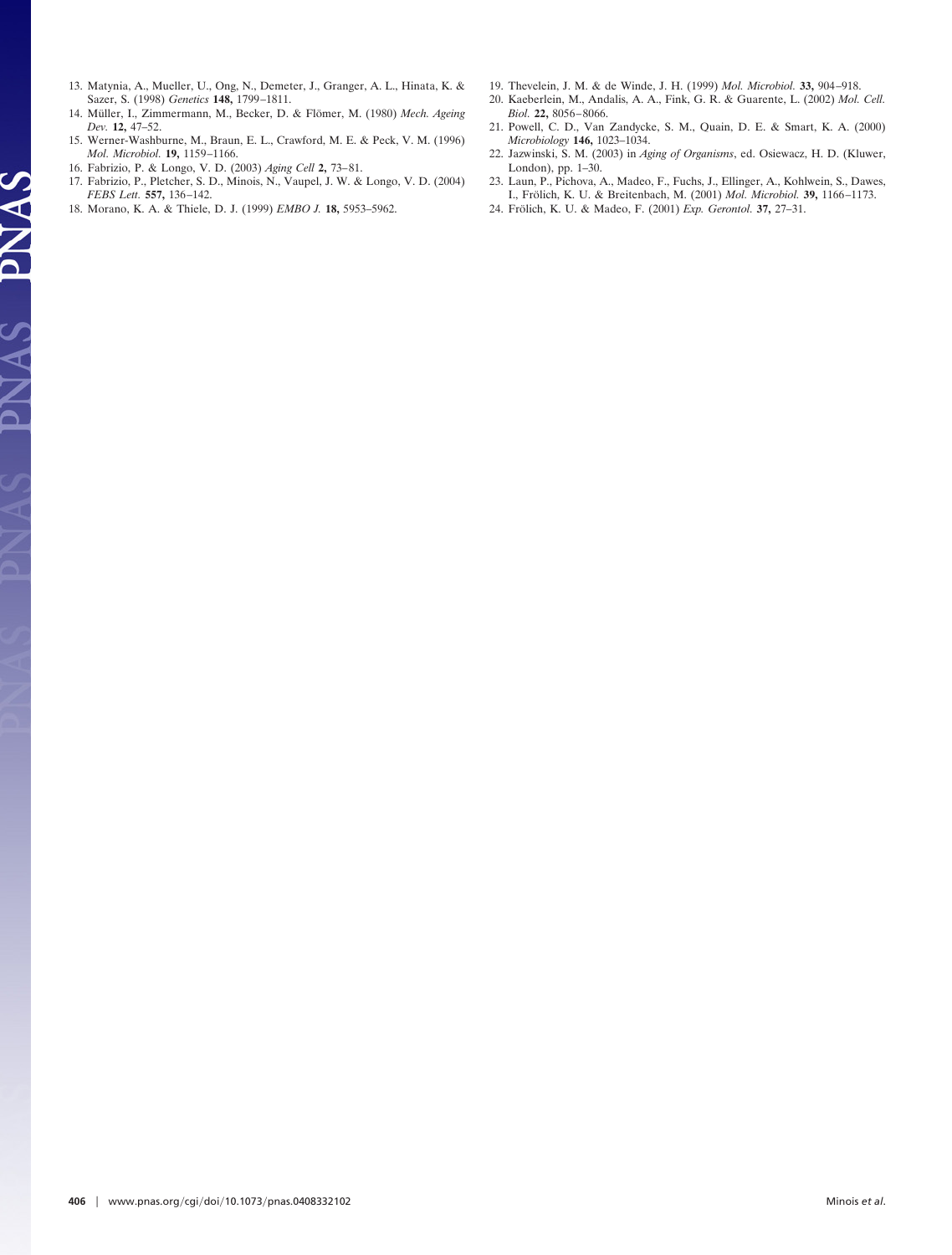13. Matynia, A., Mueller, U., Ong, N., Demeter, J., Granger, A. L., Hinata, K. & Sazer, S. (1998) *Genetics* **148,** 1799–1811.
14. Müller, I., Zimmermann, M., Becker, D. & Flömer, M. (1980) *Mech. Ageing Dev.* **12,** 47–52.
15. Werner-Washburne, M., Braun, E. L., Crawford, M. E. & Peck, V. M. (1996) *Mol. Microbiol.* **19,** 1159–1166.
16. Fabrizio, P. & Longo, V. D. (2003) *Aging Cell* **2,** 73–81.
17. Fabrizio, P., Pletcher, S. D., Minois, N., Vaupel, J. W. & Longo, V. D. (2004) *FEBS Lett.* **557,** 136–142.
18. Morano, K. A. & Thiele, D. J. (1999) *EMBO J.* **18,** 5953–5962.
19. Thevelein, J. M. & de Winde, J. H. (1999) *Mol. Microbiol.* **33,** 904–918.
20. Kaeberlein, M., Andalis, A. A., Fink, G. R. & Guarente, L. (2002) *Mol. Cell. Biol.* **22,** 8056–8066.
21. Powell, C. D., Van Zandycke, S. M., Quain, D. E. & Smart, K. A. (2000) *Microbiology* **146,** 1023–1034.
22. Jazwinski, S. M. (2003) in *Aging of Organisms*, ed. Osiewacz, H. D. (Kluwer, London), pp. 1–30.
23. Laun, P., Pichova, A., Madeo, F., Fuchs, J., Ellinger, A., Kohlwein, S., Dawes, I., Frölich, K. U. & Breitenbach, M. (2001) *Mol. Microbiol.* **39,** 1166–1173.
24. Frölich, K. U. & Madeo, F. (2001) *Exp. Gerontol.* **37,** 27–31.